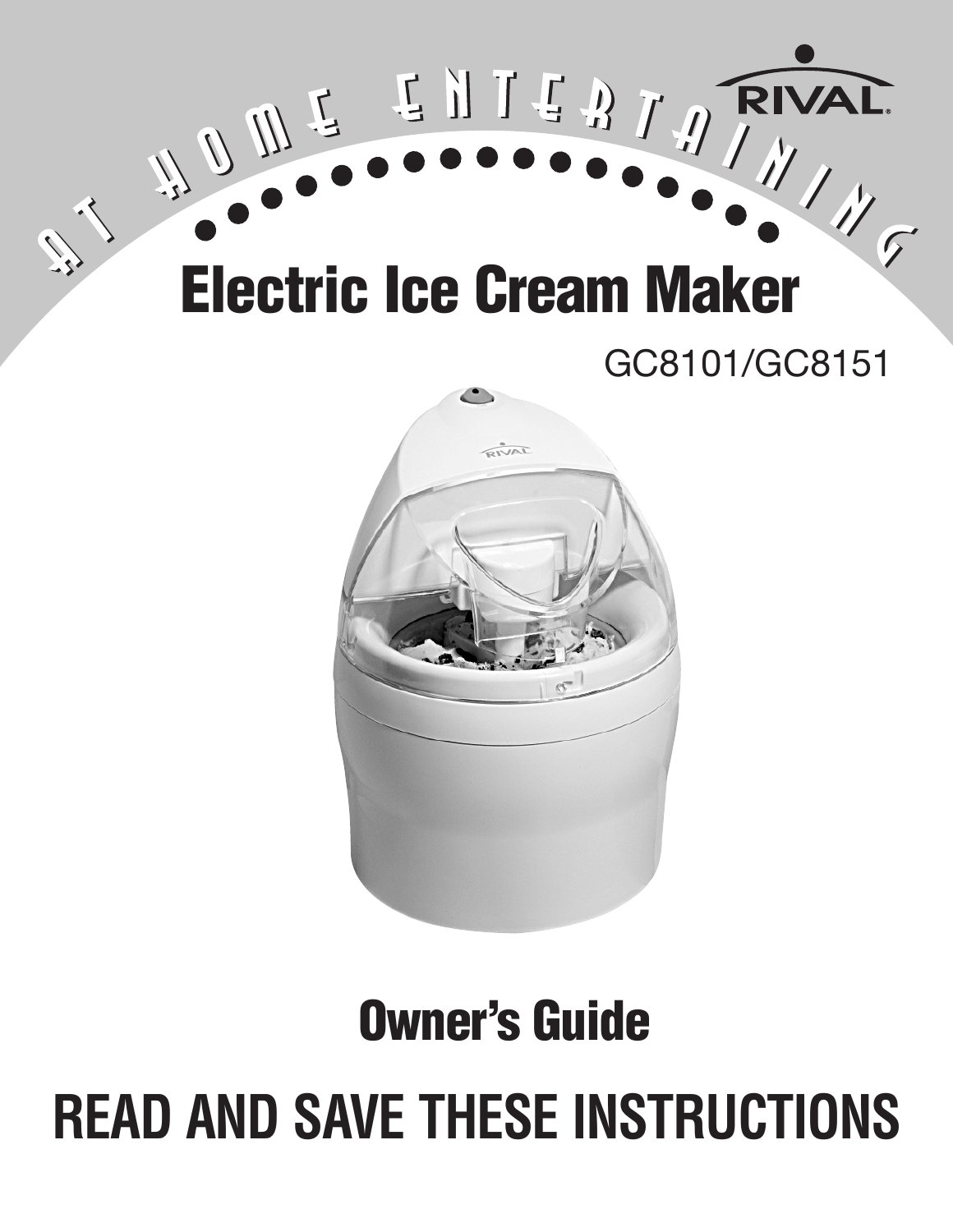AT HOME ENTERTAINING

RIVAL®

# Electric Ice Cream Maker

GC8101/GC8151

## Owner's Guide

## READ AND SAVE THESE INSTRUCTIONS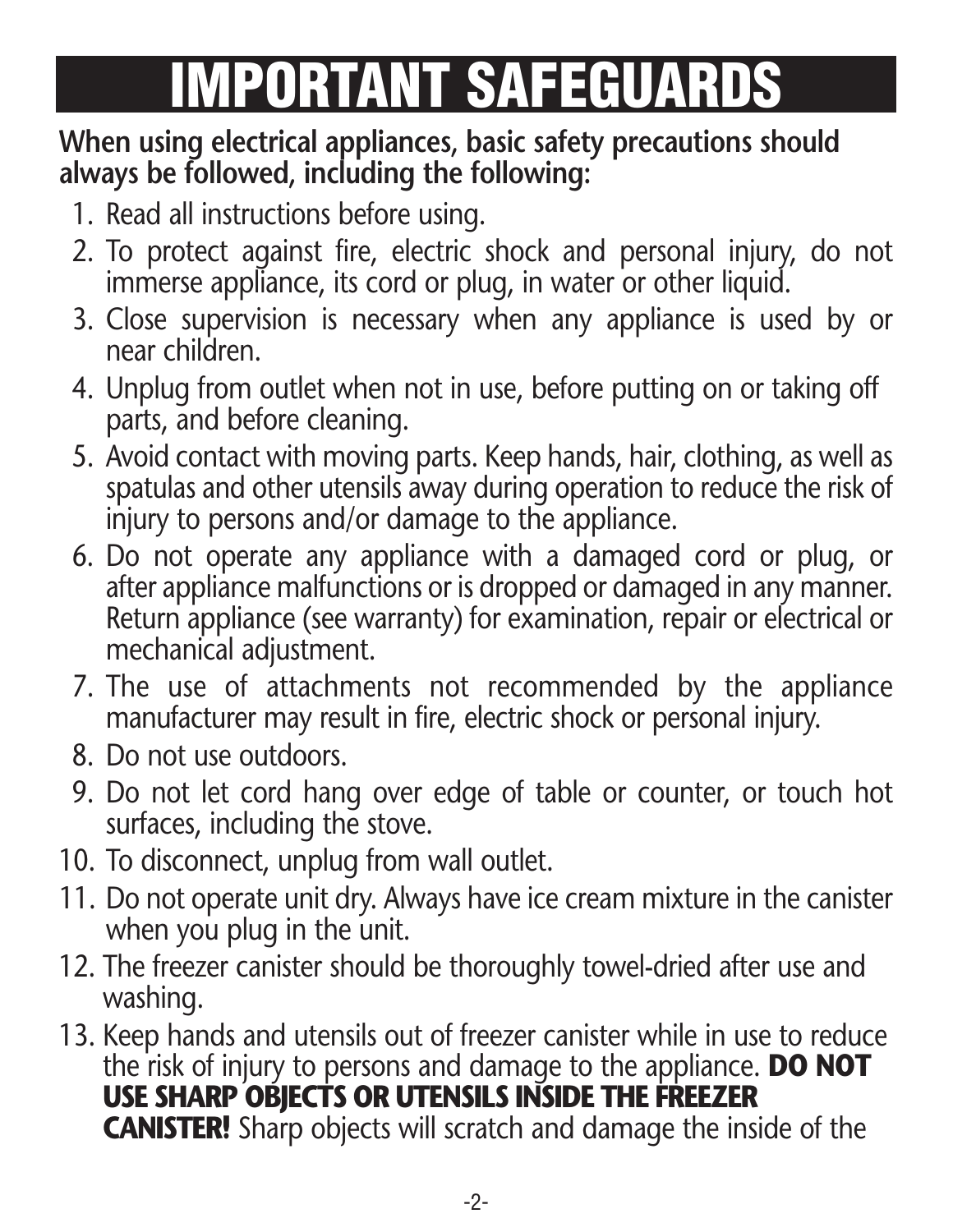# IMPORTANT SAFEGUARDS

**When using electrical appliances, basic safety precautions should always be followed, including the following:**

1. Read all instructions before using.
2. To protect against fire, electric shock and personal injury, do not immerse appliance, its cord or plug, in water or other liquid.
3. Close supervision is necessary when any appliance is used by or near children.
4. Unplug from outlet when not in use, before putting on or taking off parts, and before cleaning.
5. Avoid contact with moving parts. Keep hands, hair, clothing, as well as spatulas and other utensils away during operation to reduce the risk of injury to persons and/or damage to the appliance.
6. Do not operate any appliance with a damaged cord or plug, or after appliance malfunctions or is dropped or damaged in any manner. Return appliance (see warranty) for examination, repair or electrical or mechanical adjustment.
7. The use of attachments not recommended by the appliance manufacturer may result in fire, electric shock or personal injury.
8. Do not use outdoors.
9. Do not let cord hang over edge of table or counter, or touch hot surfaces, including the stove.
10. To disconnect, unplug from wall outlet.
11. Do not operate unit dry. Always have ice cream mixture in the canister when you plug in the unit.
12. The freezer canister should be thoroughly towel-dried after use and washing.
13. Keep hands and utensils out of freezer canister while in use to reduce the risk of injury to persons and damage to the appliance. **DO NOT USE SHARP OBJECTS OR UTENSILS INSIDE THE FREEZER CANISTER!** Sharp objects will scratch and damage the inside of the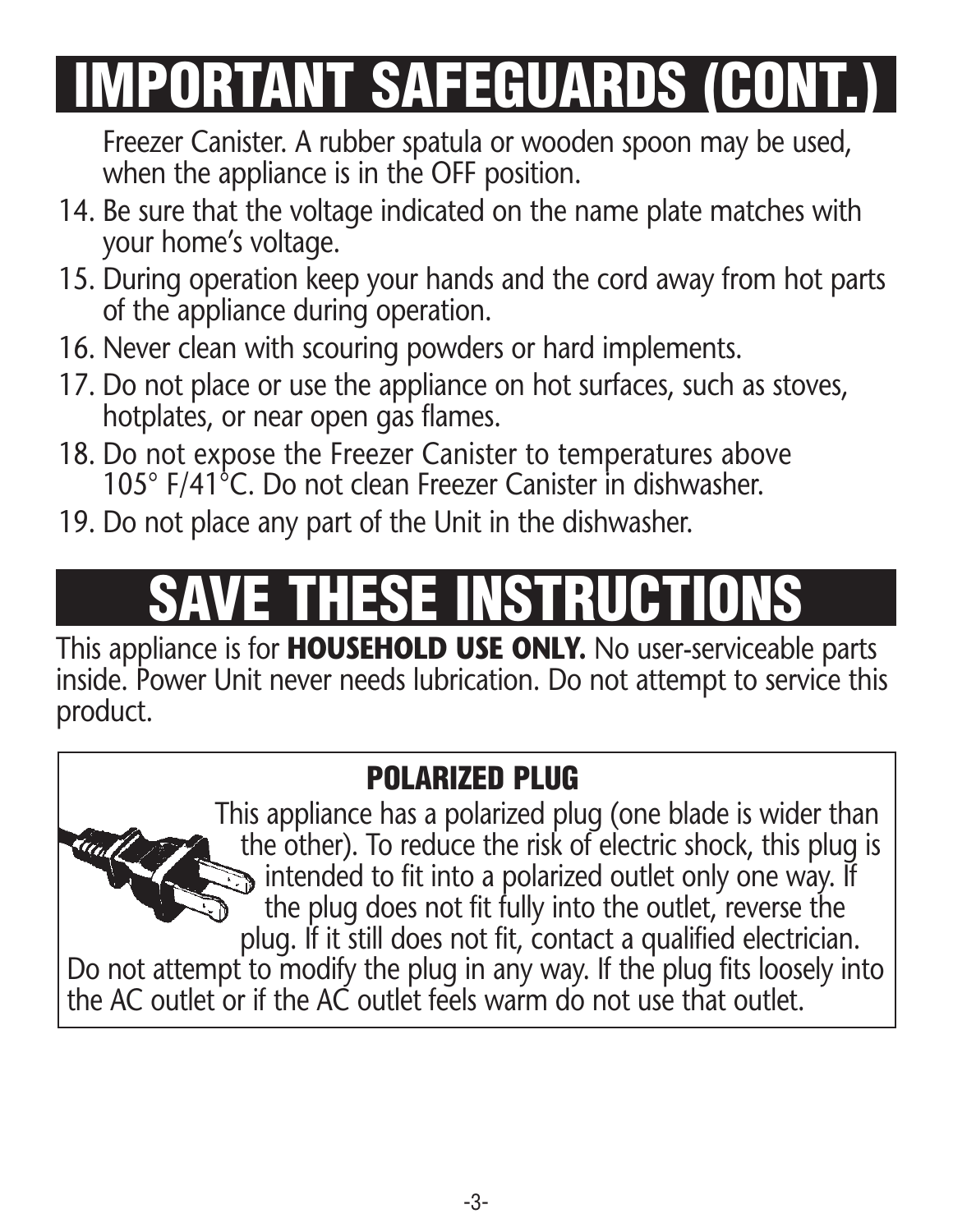# IMPORTANT SAFEGUARDS (CONT.)

Freezer Canister. A rubber spatula or wooden spoon may be used, when the appliance is in the OFF position.

14. Be sure that the voltage indicated on the name plate matches with your home's voltage.
15. During operation keep your hands and the cord away from hot parts of the appliance during operation.
16. Never clean with scouring powders or hard implements.
17. Do not place or use the appliance on hot surfaces, such as stoves, hotplates, or near open gas flames.
18. Do not expose the Freezer Canister to temperatures above 105° F/41°C. Do not clean Freezer Canister in dishwasher.
19. Do not place any part of the Unit in the dishwasher.

# SAVE THESE INSTRUCTIONS

This appliance is for **HOUSEHOLD USE ONLY.** No user-serviceable parts inside. Power Unit never needs lubrication. Do not attempt to service this product.

## POLARIZED PLUG

This appliance has a polarized plug (one blade is wider than the other). To reduce the risk of electric shock, this plug is intended to fit into a polarized outlet only one way. If the plug does not fit fully into the outlet, reverse the plug. If it still does not fit, contact a qualified electrician. Do not attempt to modify the plug in any way. If the plug fits loosely into the AC outlet or if the AC outlet feels warm do not use that outlet.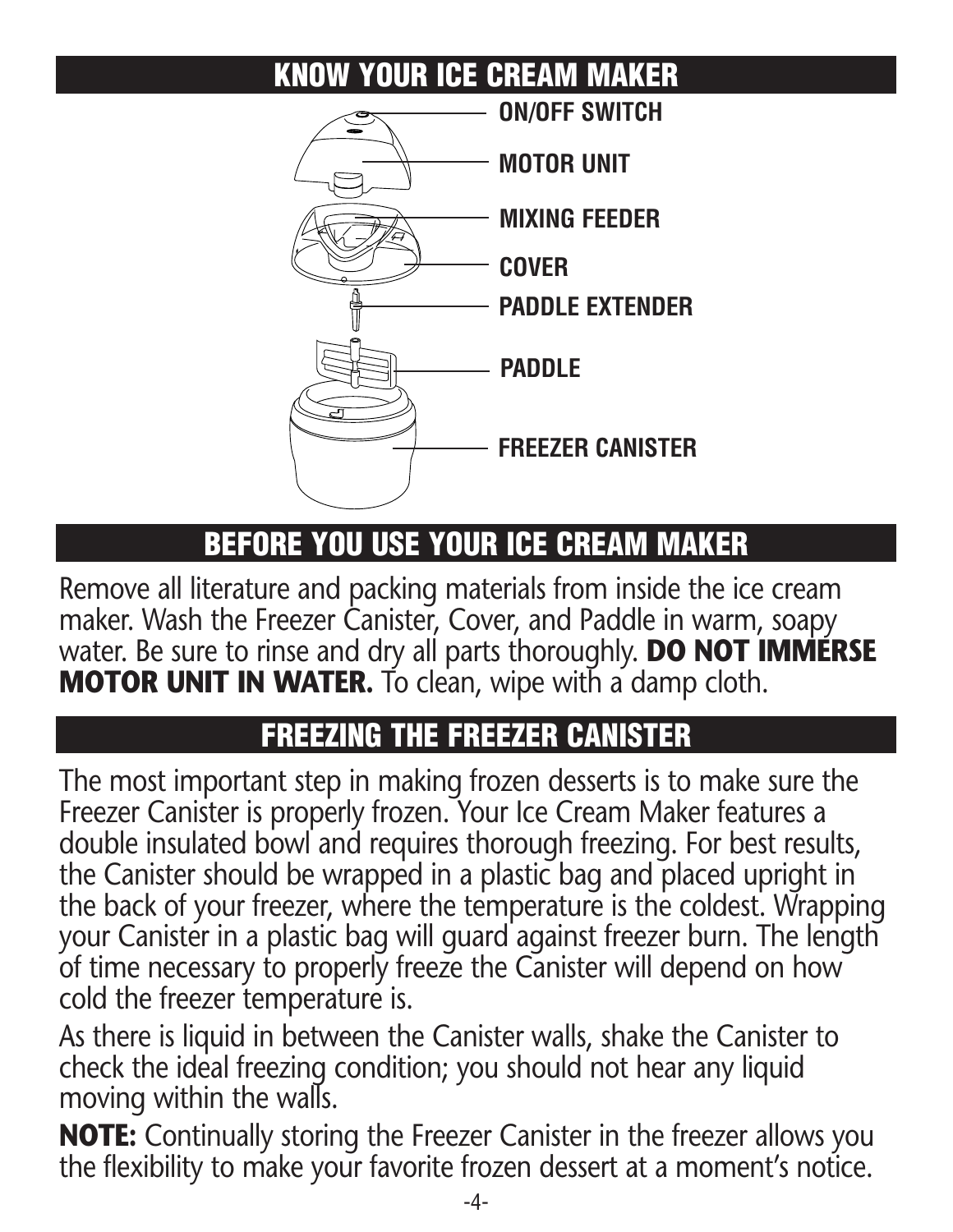## KNOW YOUR ICE CREAM MAKER

ON/OFF SWITCH

MOTOR UNIT

MIXING FEEDER

COVER

PADDLE EXTENDER

PADDLE

FREEZER CANISTER

## BEFORE YOU USE YOUR ICE CREAM MAKER

Remove all literature and packing materials from inside the ice cream maker. Wash the Freezer Canister, Cover, and Paddle in warm, soapy water. Be sure to rinse and dry all parts thoroughly. **DO NOT IMMERSE MOTOR UNIT IN WATER.** To clean, wipe with a damp cloth.

## FREEZING THE FREEZER CANISTER

The most important step in making frozen desserts is to make sure the Freezer Canister is properly frozen. Your Ice Cream Maker features a double insulated bowl and requires thorough freezing. For best results, the Canister should be wrapped in a plastic bag and placed upright in the back of your freezer, where the temperature is the coldest. Wrapping your Canister in a plastic bag will guard against freezer burn. The length of time necessary to properly freeze the Canister will depend on how cold the freezer temperature is.

As there is liquid in between the Canister walls, shake the Canister to check the ideal freezing condition; you should not hear any liquid moving within the walls.

**NOTE:** Continually storing the Freezer Canister in the freezer allows you the flexibility to make your favorite frozen dessert at a moment's notice.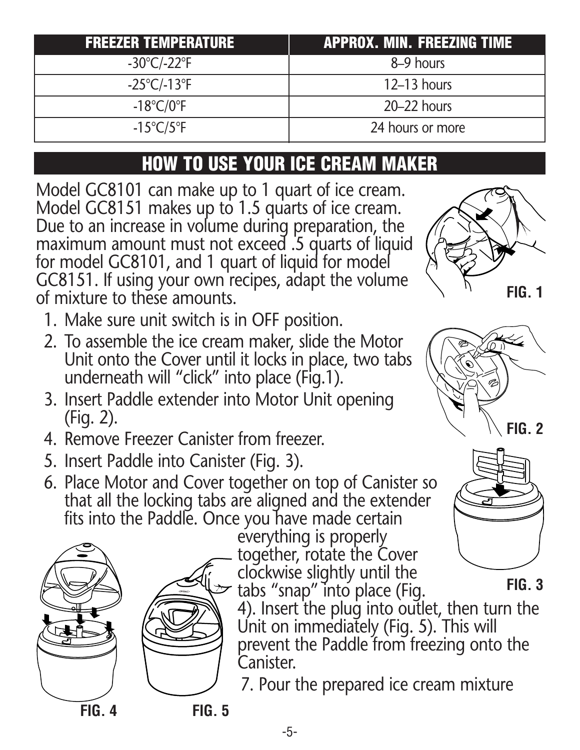| FREEZER TEMPERATURE | APPROX. MIN. FREEZING TIME |
| --- | --- |
| -30°C/-22°F | 8–9 hours |
| -25°C/-13°F | 12–13 hours |
| -18°C/0°F | 20–22 hours |
| -15°C/5°F | 24 hours or more |

## HOW TO USE YOUR ICE CREAM MAKER

Model GC8101 can make up to 1 quart of ice cream. Model GC8151 makes up to 1.5 quarts of ice cream. Due to an increase in volume during preparation, the maximum amount must not exceed .5 quarts of liquid for model GC8101, and 1 quart of liquid for model GC8151. If using your own recipes, adapt the volume of mixture to these amounts.

FIG. 1

1. Make sure unit switch is in OFF position.
2. To assemble the ice cream maker, slide the Motor Unit onto the Cover until it locks in place, two tabs underneath will "click" into place (Fig.1).
3. Insert Paddle extender into Motor Unit opening (Fig. 2).
4. Remove Freezer Canister from freezer.
5. Insert Paddle into Canister (Fig. 3).
6. Place Motor and Cover together on top of Canister so that all the locking tabs are aligned and the extender fits into the Paddle. Once you have made certain everything is properly together, rotate the Cover clockwise slightly until the tabs "snap" into place (Fig. 4). Insert the plug into outlet, then turn the Unit on immediately (Fig. 5). This will prevent the Paddle from freezing onto the Canister.
7. Pour the prepared ice cream mixture

FIG. 2

FIG. 3

FIG. 4

FIG. 5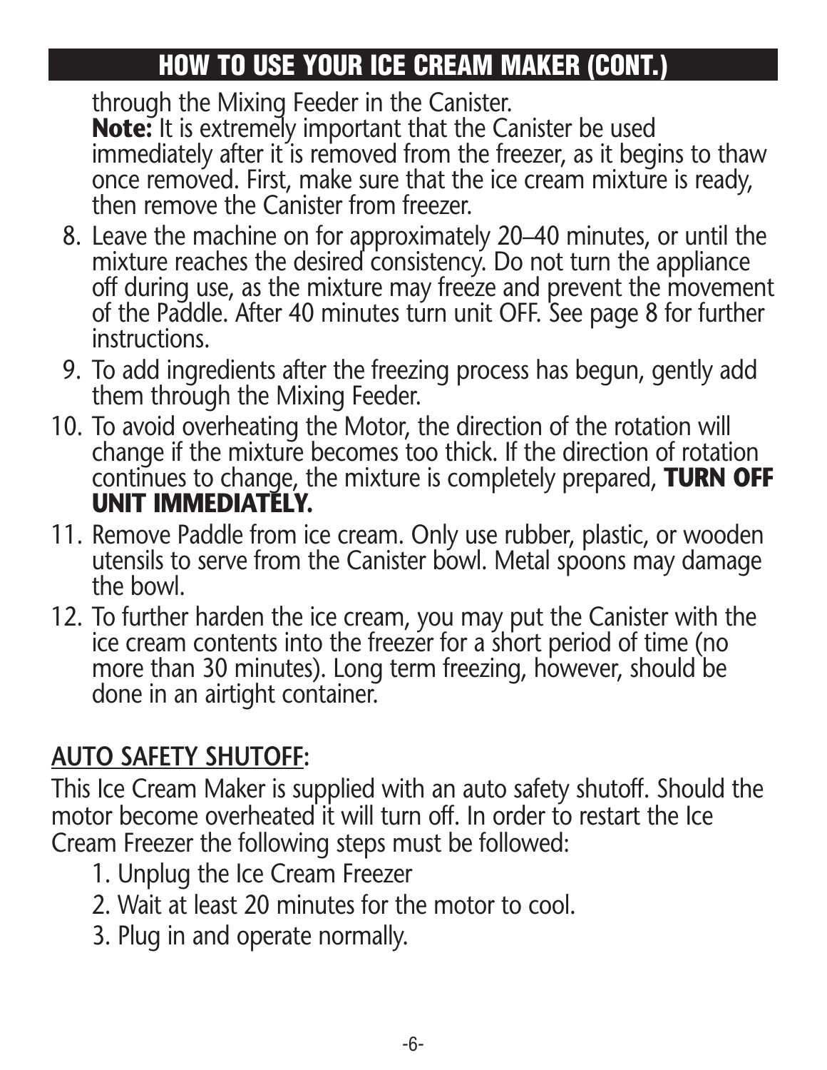## HOW TO USE YOUR ICE CREAM MAKER (CONT.)

through the Mixing Feeder in the Canister.
**Note:** It is extremely important that the Canister be used immediately after it is removed from the freezer, as it begins to thaw once removed. First, make sure that the ice cream mixture is ready, then remove the Canister from freezer.

8. Leave the machine on for approximately 20–40 minutes, or until the mixture reaches the desired consistency. Do not turn the appliance off during use, as the mixture may freeze and prevent the movement of the Paddle. After 40 minutes turn unit OFF. See page 8 for further instructions.
9. To add ingredients after the freezing process has begun, gently add them through the Mixing Feeder.
10. To avoid overheating the Motor, the direction of the rotation will change if the mixture becomes too thick. If the direction of rotation continues to change, the mixture is completely prepared, **TURN OFF UNIT IMMEDIATELY.**
11. Remove Paddle from ice cream. Only use rubber, plastic, or wooden utensils to serve from the Canister bowl. Metal spoons may damage the bowl.
12. To further harden the ice cream, you may put the Canister with the ice cream contents into the freezer for a short period of time (no more than 30 minutes). Long term freezing, however, should be done in an airtight container.

**AUTO SAFETY SHUTOFF:**

This Ice Cream Maker is supplied with an auto safety shutoff. Should the motor become overheated it will turn off. In order to restart the Ice Cream Freezer the following steps must be followed:

1. Unplug the Ice Cream Freezer
2. Wait at least 20 minutes for the motor to cool.
3. Plug in and operate normally.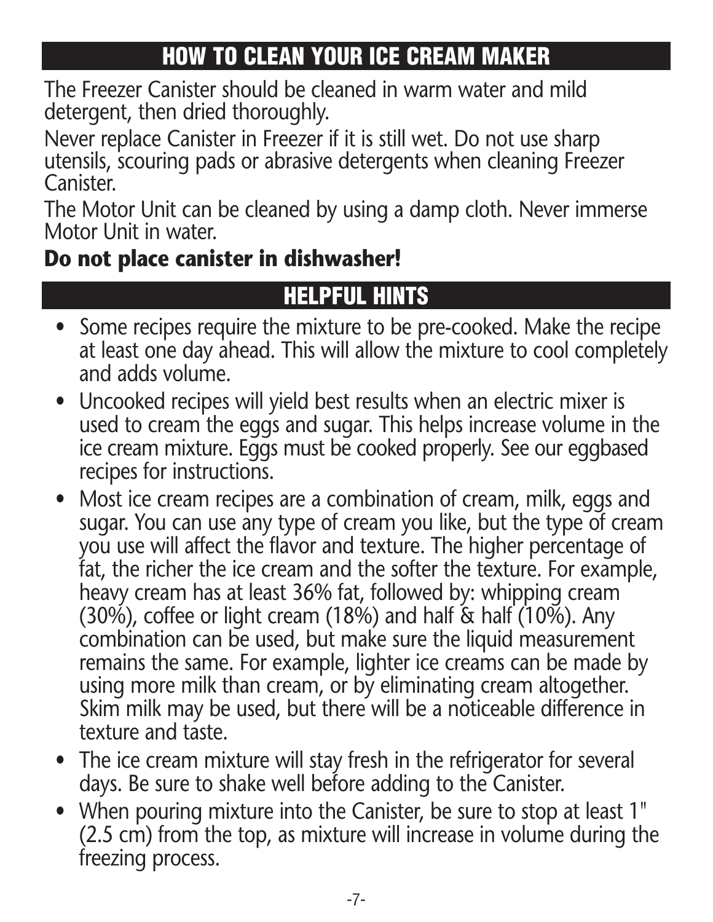## HOW TO CLEAN YOUR ICE CREAM MAKER

The Freezer Canister should be cleaned in warm water and mild detergent, then dried thoroughly.

Never replace Canister in Freezer if it is still wet. Do not use sharp utensils, scouring pads or abrasive detergents when cleaning Freezer Canister.

The Motor Unit can be cleaned by using a damp cloth. Never immerse Motor Unit in water.

**Do not place canister in dishwasher!**

## HELPFUL HINTS

- Some recipes require the mixture to be pre-cooked. Make the recipe at least one day ahead. This will allow the mixture to cool completely and adds volume.
- Uncooked recipes will yield best results when an electric mixer is used to cream the eggs and sugar. This helps increase volume in the ice cream mixture. Eggs must be cooked properly. See our eggbased recipes for instructions.
- Most ice cream recipes are a combination of cream, milk, eggs and sugar. You can use any type of cream you like, but the type of cream you use will affect the flavor and texture. The higher percentage of fat, the richer the ice cream and the softer the texture. For example, heavy cream has at least 36% fat, followed by: whipping cream (30%), coffee or light cream (18%) and half & half (10%). Any combination can be used, but make sure the liquid measurement remains the same. For example, lighter ice creams can be made by using more milk than cream, or by eliminating cream altogether. Skim milk may be used, but there will be a noticeable difference in texture and taste.
- The ice cream mixture will stay fresh in the refrigerator for several days. Be sure to shake well before adding to the Canister.
- When pouring mixture into the Canister, be sure to stop at least 1" (2.5 cm) from the top, as mixture will increase in volume during the freezing process.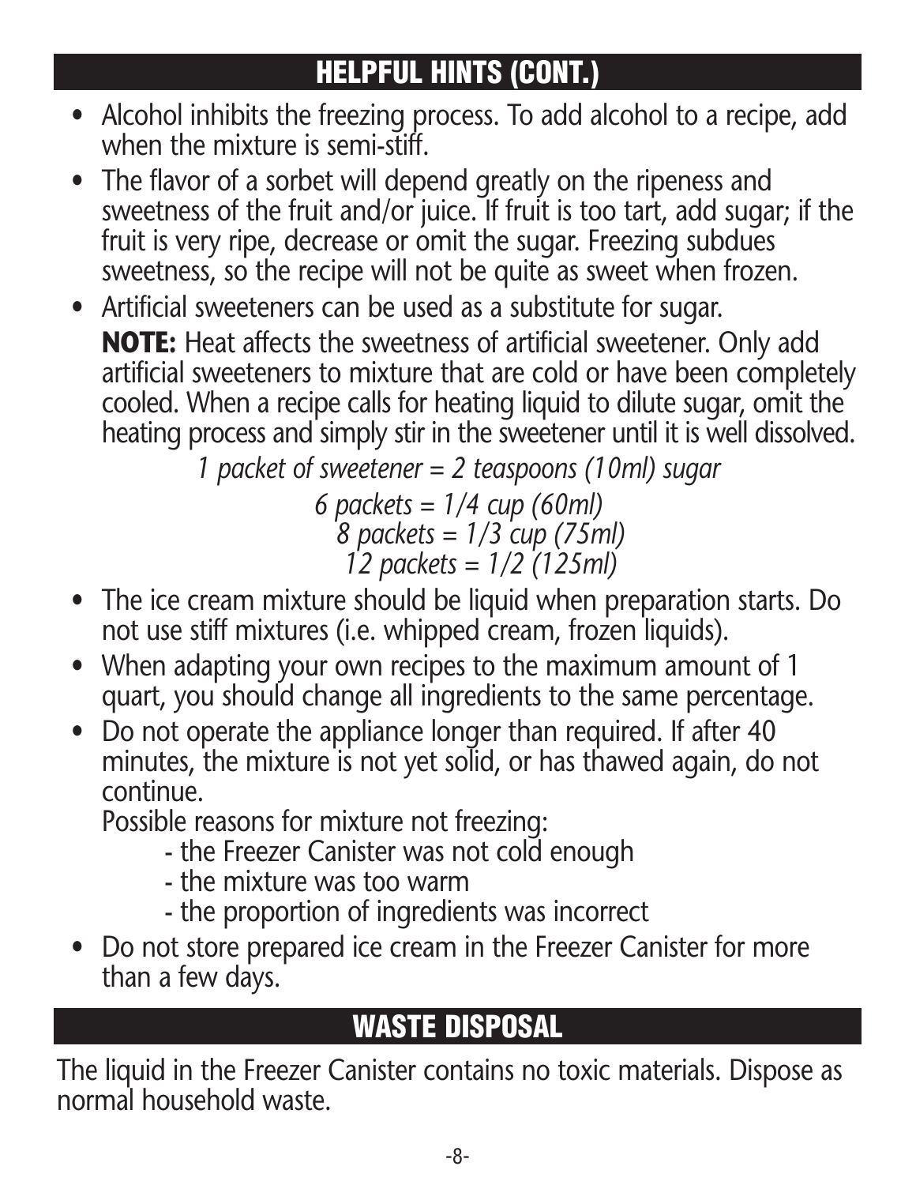## HELPFUL HINTS (CONT.)

- Alcohol inhibits the freezing process. To add alcohol to a recipe, add when the mixture is semi-stiff.
- The flavor of a sorbet will depend greatly on the ripeness and sweetness of the fruit and/or juice. If fruit is too tart, add sugar; if the fruit is very ripe, decrease or omit the sugar. Freezing subdues sweetness, so the recipe will not be quite as sweet when frozen.
- Artificial sweeteners can be used as a substitute for sugar.

  **NOTE:** Heat affects the sweetness of artificial sweetener. Only add artificial sweeteners to mixture that are cold or have been completely cooled. When a recipe calls for heating liquid to dilute sugar, omit the heating process and simply stir in the sweetener until it is well dissolved.

  *1 packet of sweetener = 2 teaspoons (10ml) sugar*

  *6 packets = 1/4 cup (60ml)*
  *8 packets = 1/3 cup (75ml)*
  *12 packets = 1/2 (125ml)*

- The ice cream mixture should be liquid when preparation starts. Do not use stiff mixtures (i.e. whipped cream, frozen liquids).
- When adapting your own recipes to the maximum amount of 1 quart, you should change all ingredients to the same percentage.
- Do not operate the appliance longer than required. If after 40 minutes, the mixture is not yet solid, or has thawed again, do not continue.

  Possible reasons for mixture not freezing:
  - the Freezer Canister was not cold enough
  - the mixture was too warm
  - the proportion of ingredients was incorrect
- Do not store prepared ice cream in the Freezer Canister for more than a few days.

## WASTE DISPOSAL

The liquid in the Freezer Canister contains no toxic materials. Dispose as normal household waste.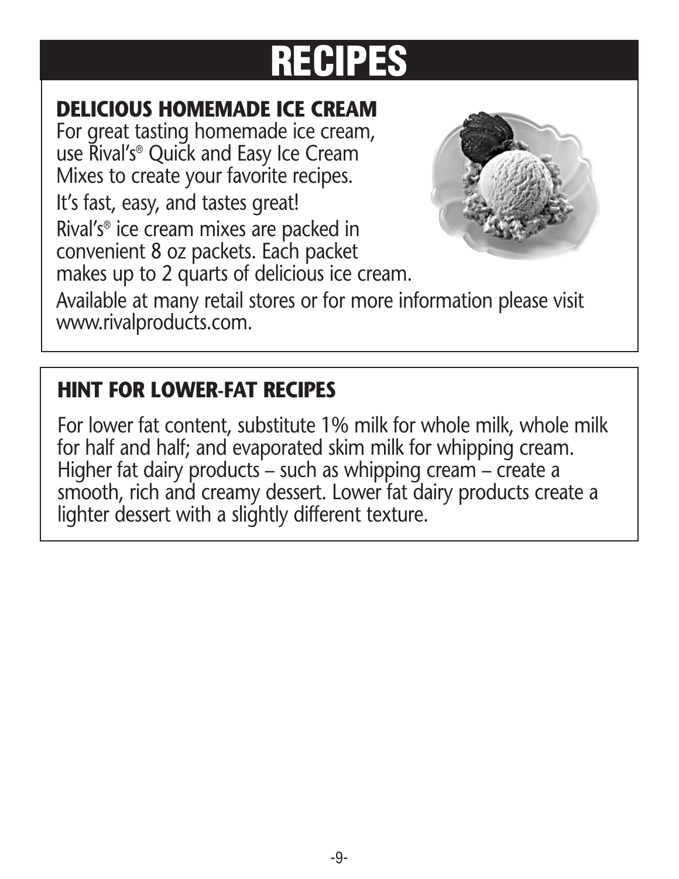# RECIPES

## DELICIOUS HOMEMADE ICE CREAM

For great tasting homemade ice cream, use Rival's® Quick and Easy Ice Cream Mixes to create your favorite recipes.

It's fast, easy, and tastes great!

Rival's® ice cream mixes are packed in convenient 8 oz packets. Each packet makes up to 2 quarts of delicious ice cream.

Available at many retail stores or for more information please visit www.rivalproducts.com.

## HINT FOR LOWER-FAT RECIPES

For lower fat content, substitute 1% milk for whole milk, whole milk for half and half; and evaporated skim milk for whipping cream. Higher fat dairy products – such as whipping cream – create a smooth, rich and creamy dessert. Lower fat dairy products create a lighter dessert with a slightly different texture.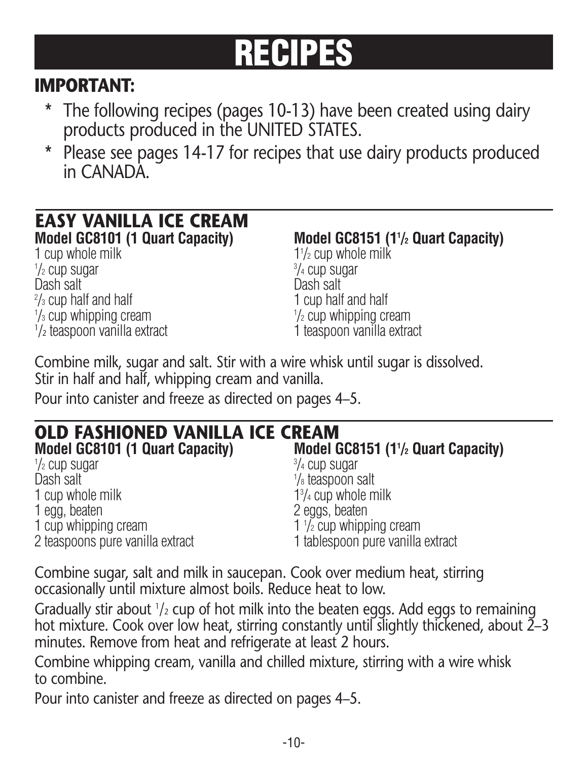# RECIPES

## IMPORTANT:

- \* The following recipes (pages 10-13) have been created using dairy products produced in the UNITED STATES.
- \* Please see pages 14-17 for recipes that use dairy products produced in CANADA.

## EASY VANILLA ICE CREAM

**Model GC8101 (1 Quart Capacity)**

1 cup whole milk
1/2 cup sugar
Dash salt
2/3 cup half and half
1/3 cup whipping cream
1/2 teaspoon vanilla extract

**Model GC8151 (1 1/2 Quart Capacity)**

1 1/2 cup whole milk
3/4 cup sugar
Dash salt
1 cup half and half
1/2 cup whipping cream
1 teaspoon vanilla extract

Combine milk, sugar and salt. Stir with a wire whisk until sugar is dissolved. Stir in half and half, whipping cream and vanilla.

Pour into canister and freeze as directed on pages 4–5.

## OLD FASHIONED VANILLA ICE CREAM

**Model GC8101 (1 Quart Capacity)**

1/2 cup sugar
Dash salt
1 cup whole milk
1 egg, beaten
1 cup whipping cream
2 teaspoons pure vanilla extract

**Model GC8151 (1 1/2 Quart Capacity)**

3/4 cup sugar
1/8 teaspoon salt
1 3/4 cup whole milk
2 eggs, beaten
1 1/2 cup whipping cream
1 tablespoon pure vanilla extract

Combine sugar, salt and milk in saucepan. Cook over medium heat, stirring occasionally until mixture almost boils. Reduce heat to low.

Gradually stir about 1/2 cup of hot milk into the beaten eggs. Add eggs to remaining hot mixture. Cook over low heat, stirring constantly until slightly thickened, about 2–3 minutes. Remove from heat and refrigerate at least 2 hours.

Combine whipping cream, vanilla and chilled mixture, stirring with a wire whisk to combine.

Pour into canister and freeze as directed on pages 4–5.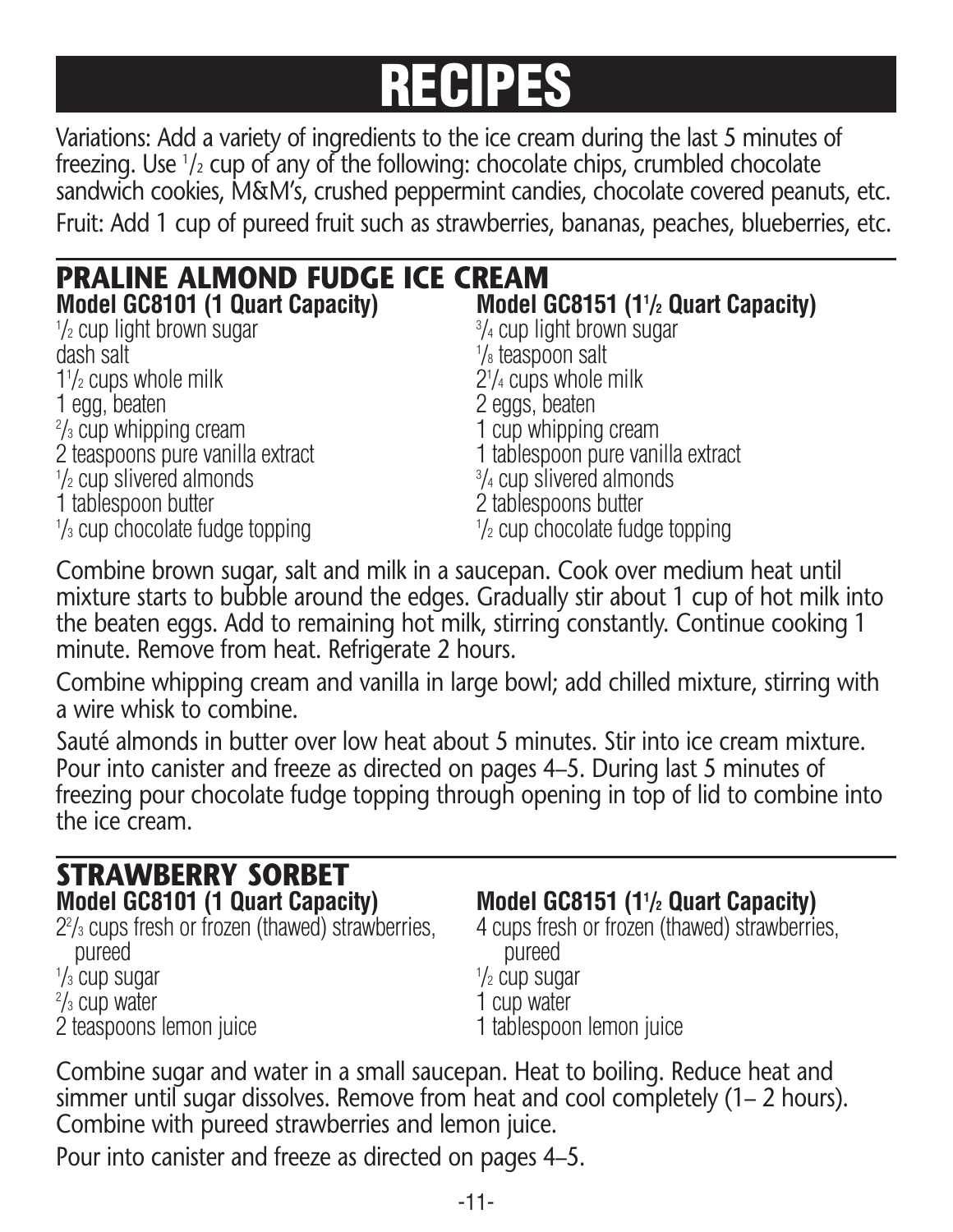# RECIPES

Variations: Add a variety of ingredients to the ice cream during the last 5 minutes of freezing. Use 1/2 cup of any of the following: chocolate chips, crumbled chocolate sandwich cookies, M&M's, crushed peppermint candies, chocolate covered peanuts, etc.

Fruit: Add 1 cup of pureed fruit such as strawberries, bananas, peaches, blueberries, etc.

## PRALINE ALMOND FUDGE ICE CREAM

| Model GC8101 (1 Quart Capacity) | Model GC8151 (1 1/2 Quart Capacity) |
|---|---|
| 1/2 cup light brown sugar | 3/4 cup light brown sugar |
| dash salt | 1/8 teaspoon salt |
| 1 1/2 cups whole milk | 2 1/4 cups whole milk |
| 1 egg, beaten | 2 eggs, beaten |
| 2/3 cup whipping cream | 1 cup whipping cream |
| 2 teaspoons pure vanilla extract | 1 tablespoon pure vanilla extract |
| 1/2 cup slivered almonds | 3/4 cup slivered almonds |
| 1 tablespoon butter | 2 tablespoons butter |
| 1/3 cup chocolate fudge topping | 1/2 cup chocolate fudge topping |

Combine brown sugar, salt and milk in a saucepan. Cook over medium heat until mixture starts to bubble around the edges. Gradually stir about 1 cup of hot milk into the beaten eggs. Add to remaining hot milk, stirring constantly. Continue cooking 1 minute. Remove from heat. Refrigerate 2 hours.

Combine whipping cream and vanilla in large bowl; add chilled mixture, stirring with a wire whisk to combine.

Sauté almonds in butter over low heat about 5 minutes. Stir into ice cream mixture. Pour into canister and freeze as directed on pages 4–5. During last 5 minutes of freezing pour chocolate fudge topping through opening in top of lid to combine into the ice cream.

## STRAWBERRY SORBET

| Model GC8101 (1 Quart Capacity) | Model GC8151 (1 1/2 Quart Capacity) |
|---|---|
| 2 2/3 cups fresh or frozen (thawed) strawberries, pureed | 4 cups fresh or frozen (thawed) strawberries, pureed |
| 1/3 cup sugar | 1/2 cup sugar |
| 2/3 cup water | 1 cup water |
| 2 teaspoons lemon juice | 1 tablespoon lemon juice |

Combine sugar and water in a small saucepan. Heat to boiling. Reduce heat and simmer until sugar dissolves. Remove from heat and cool completely (1– 2 hours). Combine with pureed strawberries and lemon juice.

Pour into canister and freeze as directed on pages 4–5.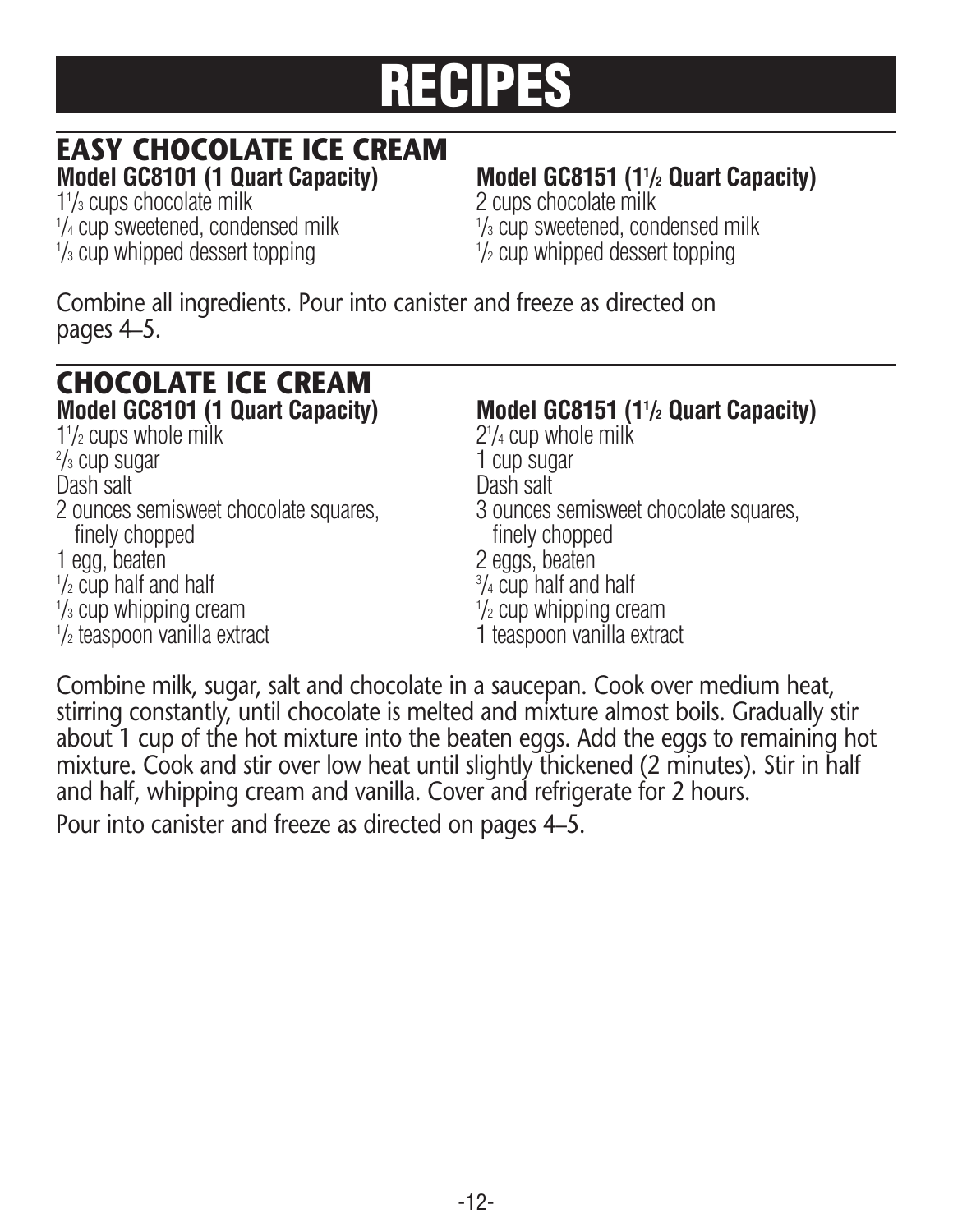# RECIPES

## EASY CHOCOLATE ICE CREAM

**Model GC8101 (1 Quart Capacity)**

1 1/3 cups chocolate milk
1/4 cup sweetened, condensed milk
1/3 cup whipped dessert topping

**Model GC8151 (1 1/2 Quart Capacity)**

2 cups chocolate milk
1/3 cup sweetened, condensed milk
1/2 cup whipped dessert topping

Combine all ingredients. Pour into canister and freeze as directed on pages 4–5.

## CHOCOLATE ICE CREAM

**Model GC8101 (1 Quart Capacity)**

1 1/2 cups whole milk
2/3 cup sugar
Dash salt
2 ounces semisweet chocolate squares, finely chopped
1 egg, beaten
1/2 cup half and half
1/3 cup whipping cream
1/2 teaspoon vanilla extract

**Model GC8151 (1 1/2 Quart Capacity)**

2 1/4 cup whole milk
1 cup sugar
Dash salt
3 ounces semisweet chocolate squares, finely chopped
2 eggs, beaten
3/4 cup half and half
1/2 cup whipping cream
1 teaspoon vanilla extract

Combine milk, sugar, salt and chocolate in a saucepan. Cook over medium heat, stirring constantly, until chocolate is melted and mixture almost boils. Gradually stir about 1 cup of the hot mixture into the beaten eggs. Add the eggs to remaining hot mixture. Cook and stir over low heat until slightly thickened (2 minutes). Stir in half and half, whipping cream and vanilla. Cover and refrigerate for 2 hours.

Pour into canister and freeze as directed on pages 4–5.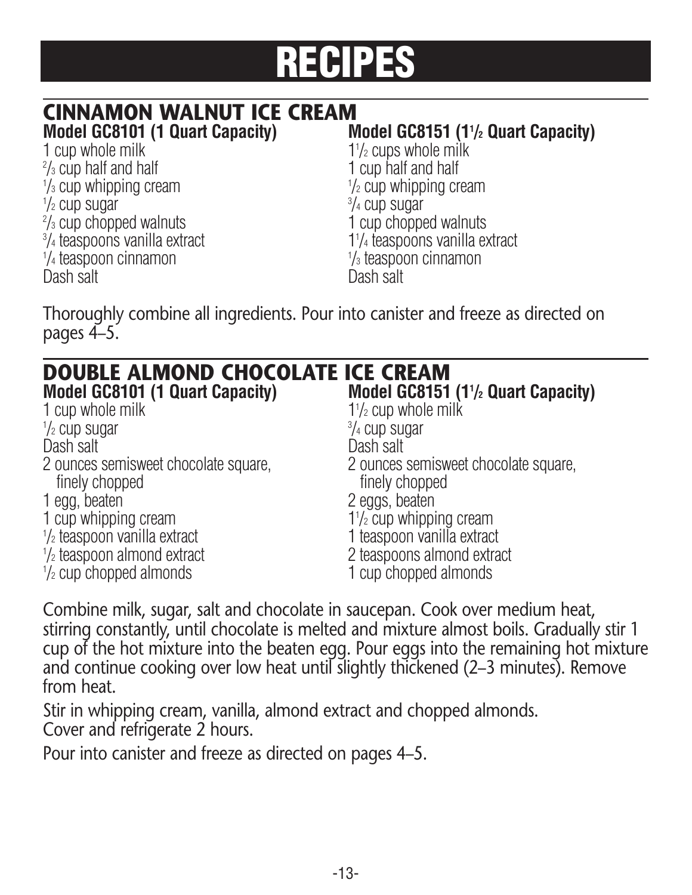# RECIPES

## CINNAMON WALNUT ICE CREAM

**Model GC8101 (1 Quart Capacity)**

1 cup whole milk
2/3 cup half and half
1/3 cup whipping cream
1/2 cup sugar
2/3 cup chopped walnuts
3/4 teaspoons vanilla extract
1/4 teaspoon cinnamon
Dash salt

**Model GC8151 (1 1/2 Quart Capacity)**

1 1/2 cups whole milk
1 cup half and half
1/2 cup whipping cream
3/4 cup sugar
1 cup chopped walnuts
1 1/4 teaspoons vanilla extract
1/3 teaspoon cinnamon
Dash salt

Thoroughly combine all ingredients. Pour into canister and freeze as directed on pages 4–5.

## DOUBLE ALMOND CHOCOLATE ICE CREAM

**Model GC8101 (1 Quart Capacity)**

1 cup whole milk
1/2 cup sugar
Dash salt
2 ounces semisweet chocolate square, finely chopped
1 egg, beaten
1 cup whipping cream
1/2 teaspoon vanilla extract
1/2 teaspoon almond extract
1/2 cup chopped almonds

**Model GC8151 (1 1/2 Quart Capacity)**

1 1/2 cup whole milk
3/4 cup sugar
Dash salt
2 ounces semisweet chocolate square, finely chopped
2 eggs, beaten
1 1/2 cup whipping cream
1 teaspoon vanilla extract
2 teaspoons almond extract
1 cup chopped almonds

Combine milk, sugar, salt and chocolate in saucepan. Cook over medium heat, stirring constantly, until chocolate is melted and mixture almost boils. Gradually stir 1 cup of the hot mixture into the beaten egg. Pour eggs into the remaining hot mixture and continue cooking over low heat until slightly thickened (2–3 minutes). Remove from heat.

Stir in whipping cream, vanilla, almond extract and chopped almonds. Cover and refrigerate 2 hours.

Pour into canister and freeze as directed on pages 4–5.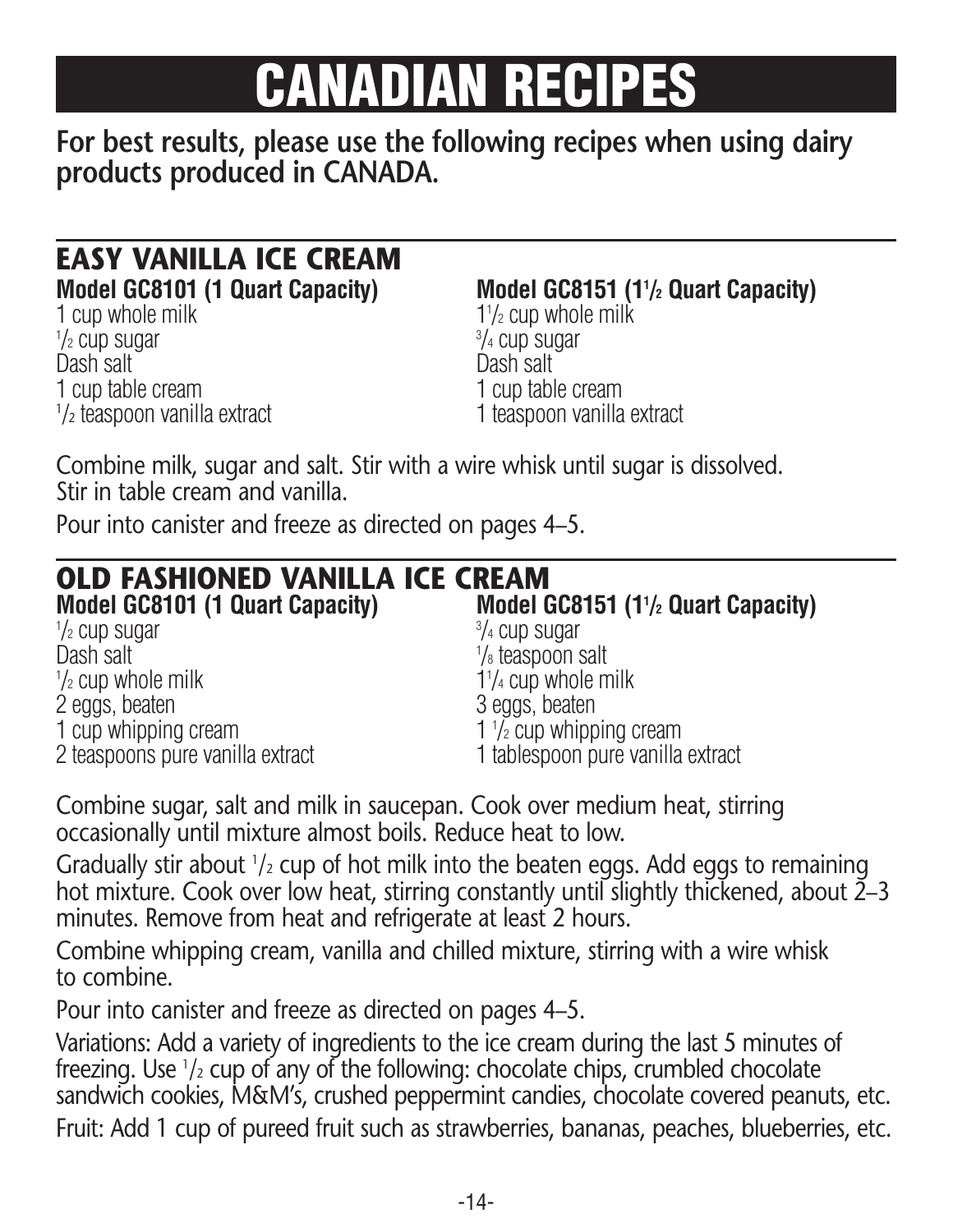# CANADIAN RECIPES

**For best results, please use the following recipes when using dairy products produced in CANADA.**

## EASY VANILLA ICE CREAM

**Model GC8101 (1 Quart Capacity)**

1 cup whole milk
1/2 cup sugar
Dash salt
1 cup table cream
1/2 teaspoon vanilla extract

**Model GC8151 (1 1/2 Quart Capacity)**

1 1/2 cup whole milk
3/4 cup sugar
Dash salt
1 cup table cream
1 teaspoon vanilla extract

Combine milk, sugar and salt. Stir with a wire whisk until sugar is dissolved. Stir in table cream and vanilla.

Pour into canister and freeze as directed on pages 4–5.

## OLD FASHIONED VANILLA ICE CREAM

**Model GC8101 (1 Quart Capacity)**

1/2 cup sugar
Dash salt
1/2 cup whole milk
2 eggs, beaten
1 cup whipping cream
2 teaspoons pure vanilla extract

**Model GC8151 (1 1/2 Quart Capacity)**

3/4 cup sugar
1/8 teaspoon salt
1 1/4 cup whole milk
3 eggs, beaten
1 1/2 cup whipping cream
1 tablespoon pure vanilla extract

Combine sugar, salt and milk in saucepan. Cook over medium heat, stirring occasionally until mixture almost boils. Reduce heat to low.

Gradually stir about 1/2 cup of hot milk into the beaten eggs. Add eggs to remaining hot mixture. Cook over low heat, stirring constantly until slightly thickened, about 2–3 minutes. Remove from heat and refrigerate at least 2 hours.

Combine whipping cream, vanilla and chilled mixture, stirring with a wire whisk to combine.

Pour into canister and freeze as directed on pages 4–5.

Variations: Add a variety of ingredients to the ice cream during the last 5 minutes of freezing. Use 1/2 cup of any of the following: chocolate chips, crumbled chocolate sandwich cookies, M&M's, crushed peppermint candies, chocolate covered peanuts, etc.

Fruit: Add 1 cup of pureed fruit such as strawberries, bananas, peaches, blueberries, etc.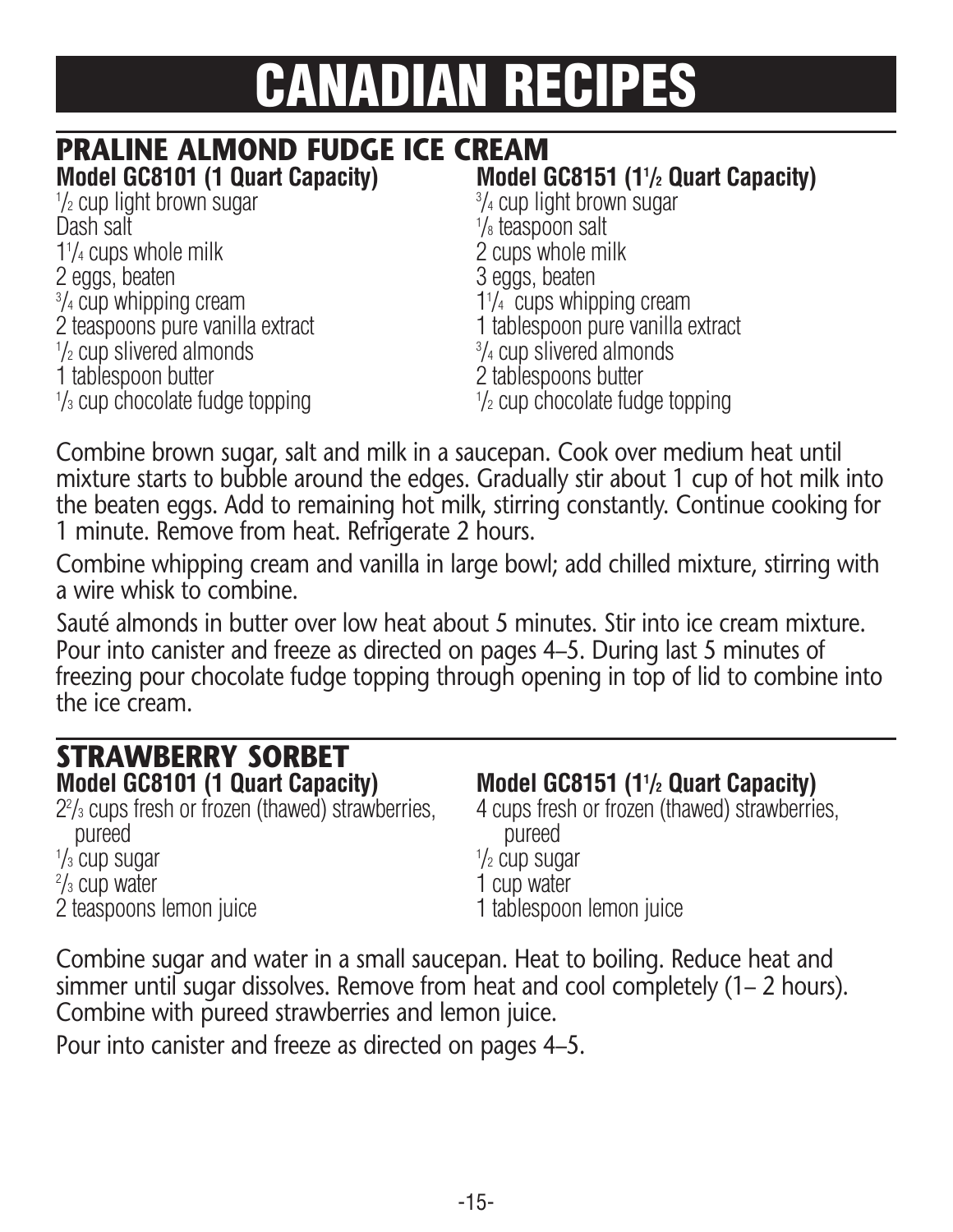# CANADIAN RECIPES

## PRALINE ALMOND FUDGE ICE CREAM

**Model GC8101 (1 Quart Capacity)**

1/2 cup light brown sugar
Dash salt
1 1/4 cups whole milk
2 eggs, beaten
3/4 cup whipping cream
2 teaspoons pure vanilla extract
1/2 cup slivered almonds
1 tablespoon butter
1/3 cup chocolate fudge topping

**Model GC8151 (1 1/2 Quart Capacity)**

3/4 cup light brown sugar
1/8 teaspoon salt
2 cups whole milk
3 eggs, beaten
1 1/4 cups whipping cream
1 tablespoon pure vanilla extract
3/4 cup slivered almonds
2 tablespoons butter
1/2 cup chocolate fudge topping

Combine brown sugar, salt and milk in a saucepan. Cook over medium heat until mixture starts to bubble around the edges. Gradually stir about 1 cup of hot milk into the beaten eggs. Add to remaining hot milk, stirring constantly. Continue cooking for 1 minute. Remove from heat. Refrigerate 2 hours.

Combine whipping cream and vanilla in large bowl; add chilled mixture, stirring with a wire whisk to combine.

Sauté almonds in butter over low heat about 5 minutes. Stir into ice cream mixture. Pour into canister and freeze as directed on pages 4–5. During last 5 minutes of freezing pour chocolate fudge topping through opening in top of lid to combine into the ice cream.

## STRAWBERRY SORBET

**Model GC8101 (1 Quart Capacity)**

2 2/3 cups fresh or frozen (thawed) strawberries, pureed
1/3 cup sugar
2/3 cup water
2 teaspoons lemon juice

**Model GC8151 (1 1/2 Quart Capacity)**

4 cups fresh or frozen (thawed) strawberries, pureed
1/2 cup sugar
1 cup water
1 tablespoon lemon juice

Combine sugar and water in a small saucepan. Heat to boiling. Reduce heat and simmer until sugar dissolves. Remove from heat and cool completely (1– 2 hours). Combine with pureed strawberries and lemon juice.

Pour into canister and freeze as directed on pages 4–5.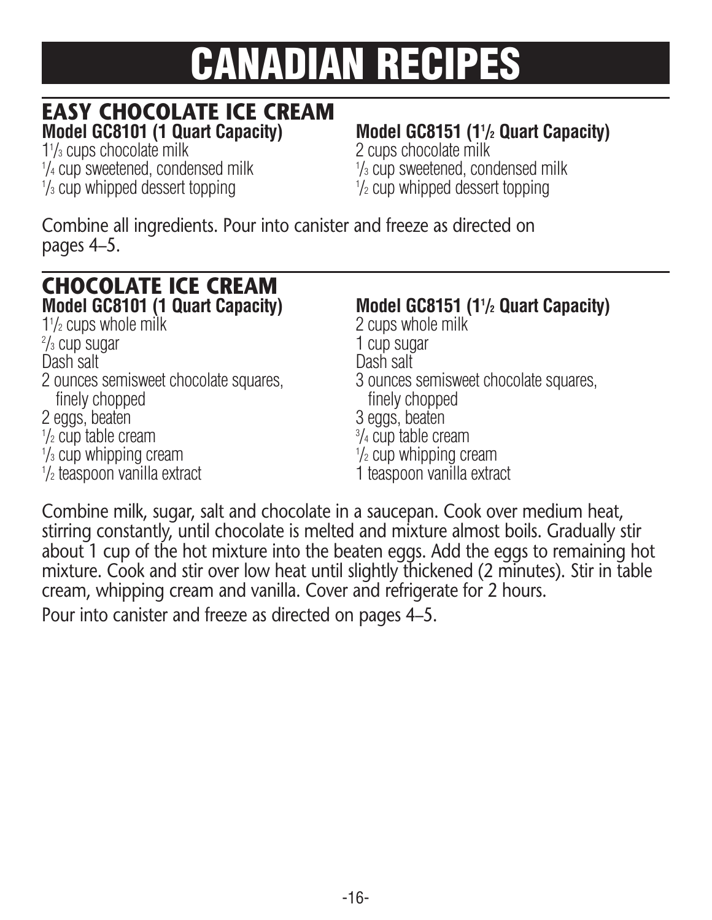# CANADIAN RECIPES

## EASY CHOCOLATE ICE CREAM

**Model GC8101 (1 Quart Capacity)**

1 1/3 cups chocolate milk
1/4 cup sweetened, condensed milk
1/3 cup whipped dessert topping

**Model GC8151 (1 1/2 Quart Capacity)**

2 cups chocolate milk
1/3 cup sweetened, condensed milk
1/2 cup whipped dessert topping

Combine all ingredients. Pour into canister and freeze as directed on pages 4–5.

## CHOCOLATE ICE CREAM

**Model GC8101 (1 Quart Capacity)**

1 1/2 cups whole milk
2/3 cup sugar
Dash salt
2 ounces semisweet chocolate squares, finely chopped
2 eggs, beaten
1/2 cup table cream
1/3 cup whipping cream
1/2 teaspoon vanilla extract

**Model GC8151 (1 1/2 Quart Capacity)**

2 cups whole milk
1 cup sugar
Dash salt
3 ounces semisweet chocolate squares, finely chopped
3 eggs, beaten
3/4 cup table cream
1/2 cup whipping cream
1 teaspoon vanilla extract

Combine milk, sugar, salt and chocolate in a saucepan. Cook over medium heat, stirring constantly, until chocolate is melted and mixture almost boils. Gradually stir about 1 cup of the hot mixture into the beaten eggs. Add the eggs to remaining hot mixture. Cook and stir over low heat until slightly thickened (2 minutes). Stir in table cream, whipping cream and vanilla. Cover and refrigerate for 2 hours.

Pour into canister and freeze as directed on pages 4–5.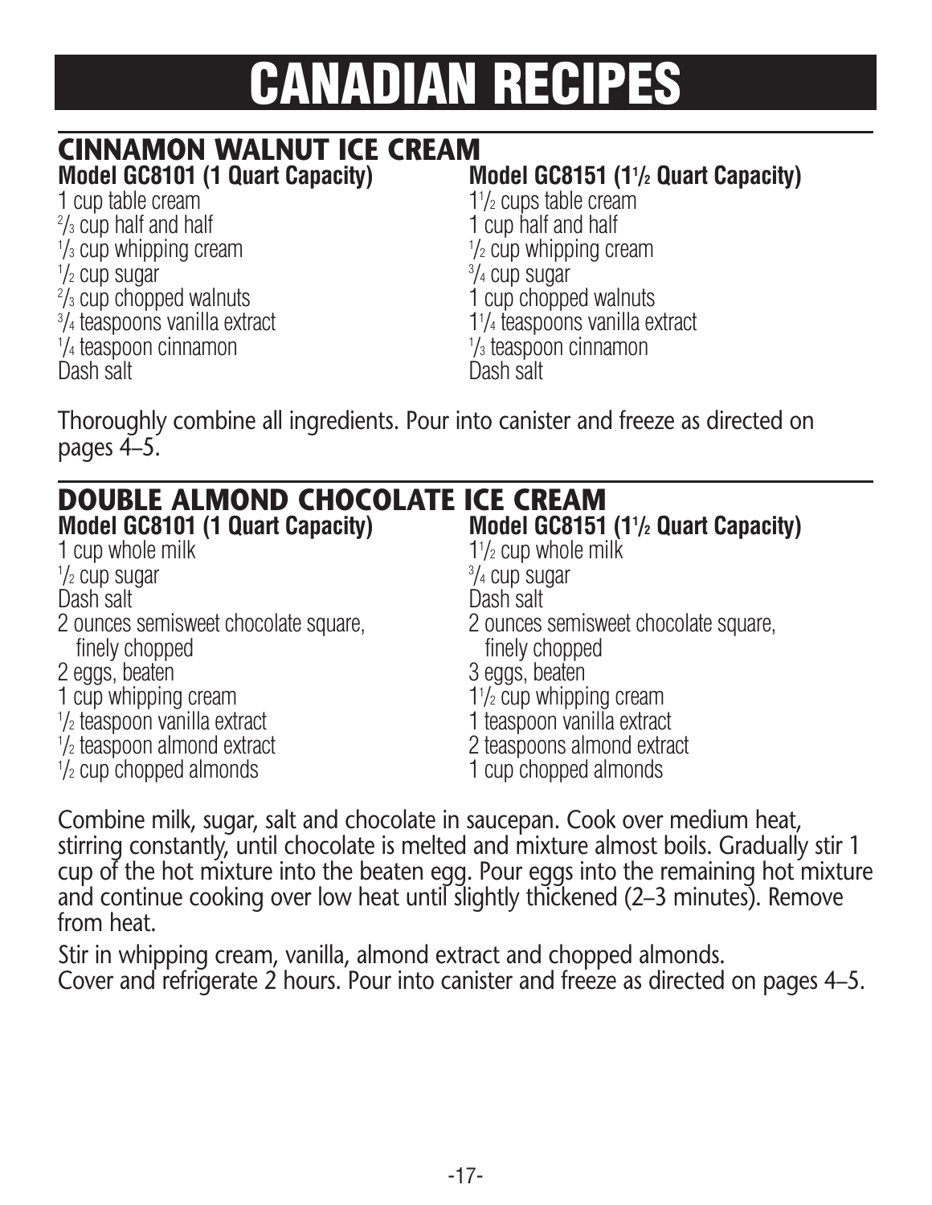# CANADIAN RECIPES

## CINNAMON WALNUT ICE CREAM

### Model GC8101 (1 Quart Capacity)

1 cup table cream
2/3 cup half and half
1/3 cup whipping cream
1/2 cup sugar
2/3 cup chopped walnuts
3/4 teaspoons vanilla extract
1/4 teaspoon cinnamon
Dash salt

### Model GC8151 (1 1/2 Quart Capacity)

1 1/2 cups table cream
1 cup half and half
1/2 cup whipping cream
3/4 cup sugar
1 cup chopped walnuts
1 1/4 teaspoons vanilla extract
1/3 teaspoon cinnamon
Dash salt

Thoroughly combine all ingredients. Pour into canister and freeze as directed on pages 4–5.

## DOUBLE ALMOND CHOCOLATE ICE CREAM

### Model GC8101 (1 Quart Capacity)

1 cup whole milk
1/2 cup sugar
Dash salt
2 ounces semisweet chocolate square, finely chopped
2 eggs, beaten
1 cup whipping cream
1/2 teaspoon vanilla extract
1/2 teaspoon almond extract
1/2 cup chopped almonds

### Model GC8151 (1 1/2 Quart Capacity)

1 1/2 cup whole milk
3/4 cup sugar
Dash salt
2 ounces semisweet chocolate square, finely chopped
3 eggs, beaten
1 1/2 cup whipping cream
1 teaspoon vanilla extract
2 teaspoons almond extract
1 cup chopped almonds

Combine milk, sugar, salt and chocolate in saucepan. Cook over medium heat, stirring constantly, until chocolate is melted and mixture almost boils. Gradually stir 1 cup of the hot mixture into the beaten egg. Pour eggs into the remaining hot mixture and continue cooking over low heat until slightly thickened (2–3 minutes). Remove from heat.

Stir in whipping cream, vanilla, almond extract and chopped almonds.
Cover and refrigerate 2 hours. Pour into canister and freeze as directed on pages 4–5.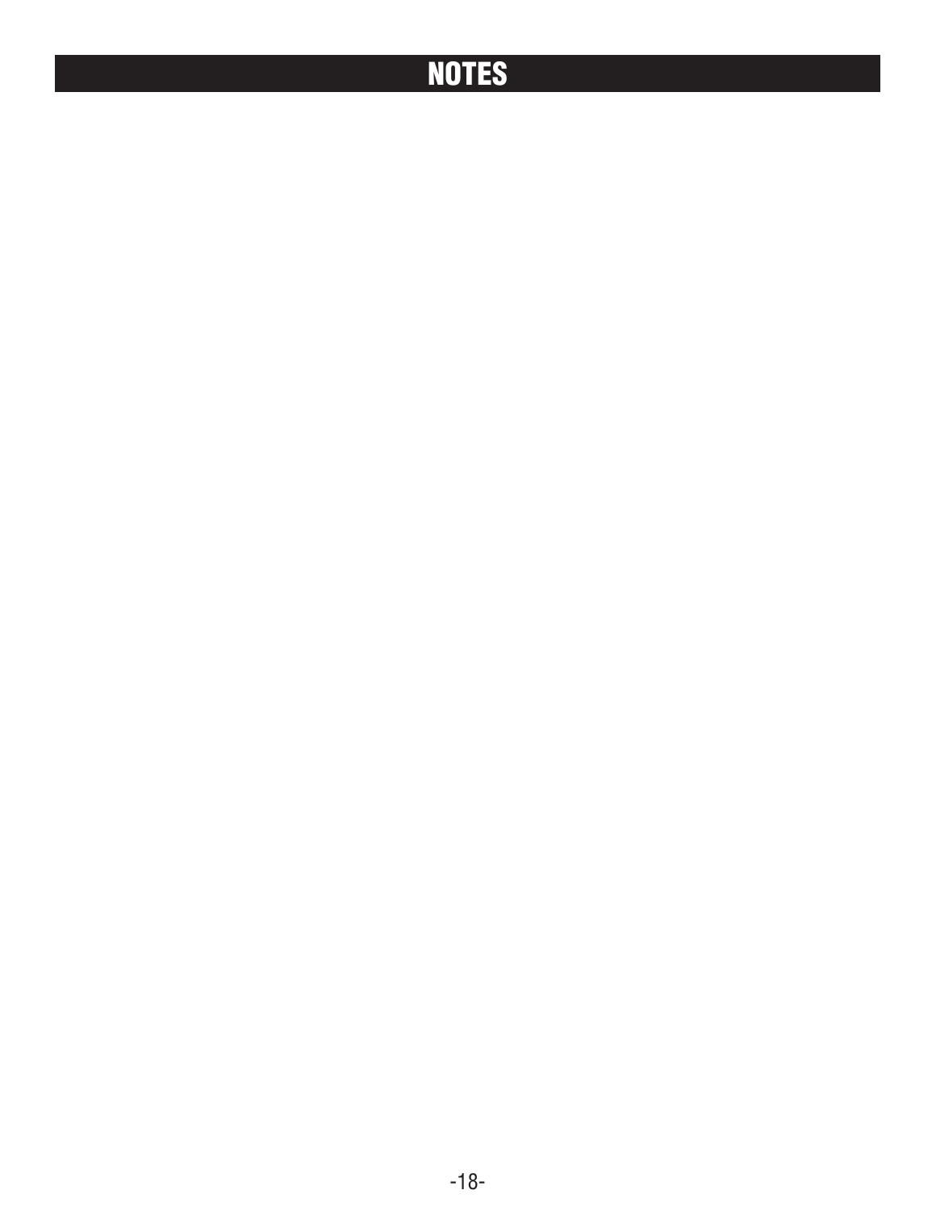# NOTES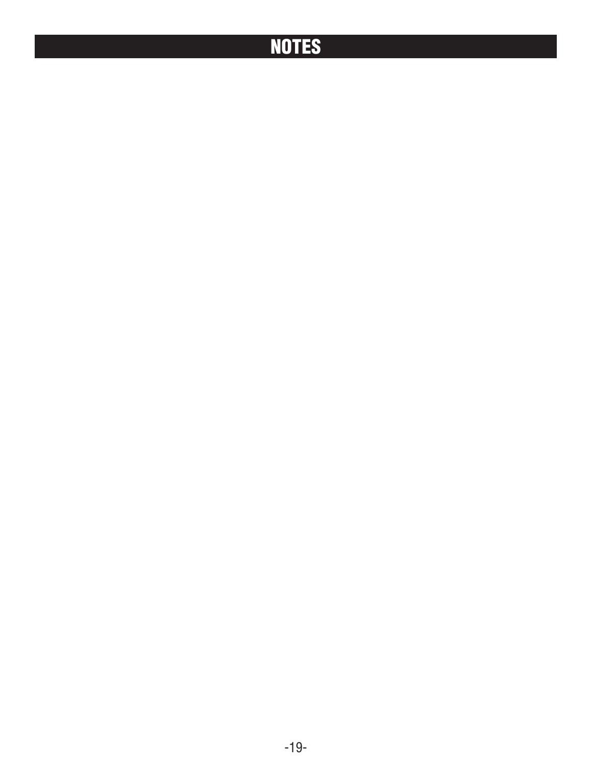# NOTES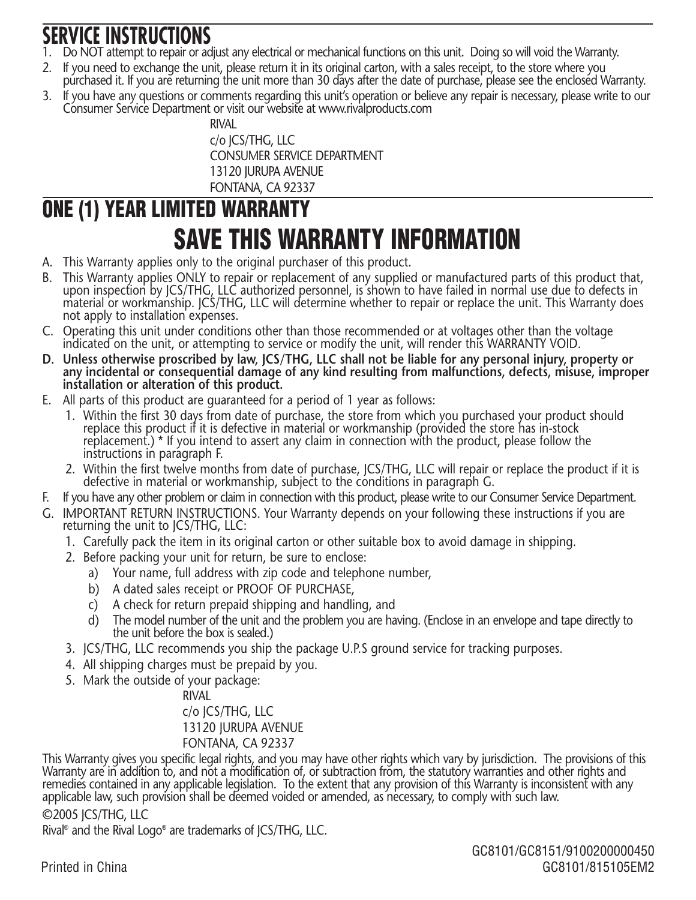## SERVICE INSTRUCTIONS

1. Do NOT attempt to repair or adjust any electrical or mechanical functions on this unit. Doing so will void the Warranty.
2. If you need to exchange the unit, please return it in its original carton, with a sales receipt, to the store where you purchased it. If you are returning the unit more than 30 days after the date of purchase, please see the enclosed Warranty.
3. If you have any questions or comments regarding this unit's operation or believe any repair is necessary, please write to our Consumer Service Department or visit our website at www.rivalproducts.com

RIVAL
c/o JCS/THG, LLC
CONSUMER SERVICE DEPARTMENT
13120 JURUPA AVENUE
FONTANA, CA 92337

## ONE (1) YEAR LIMITED WARRANTY

# SAVE THIS WARRANTY INFORMATION

A. This Warranty applies only to the original purchaser of this product.

B. This Warranty applies ONLY to repair or replacement of any supplied or manufactured parts of this product that, upon inspection by JCS/THG, LLC authorized personnel, is shown to have failed in normal use due to defects in material or workmanship. JCS/THG, LLC will determine whether to repair or replace the unit. This Warranty does not apply to installation expenses.

C. Operating this unit under conditions other than those recommended or at voltages other than the voltage indicated on the unit, or attempting to service or modify the unit, will render this WARRANTY VOID.

**D. Unless otherwise proscribed by law, JCS/THG, LLC shall not be liable for any personal injury, property or any incidental or consequential damage of any kind resulting from malfunctions, defects, misuse, improper installation or alteration of this product.**

E. All parts of this product are guaranteed for a period of 1 year as follows:

1. Within the first 30 days from date of purchase, the store from which you purchased your product should replace this product if it is defective in material or workmanship (provided the store has in-stock replacement.) * If you intend to assert any claim in connection with the product, please follow the instructions in paragraph F.
2. Within the first twelve months from date of purchase, JCS/THG, LLC will repair or replace the product if it is defective in material or workmanship, subject to the conditions in paragraph G.

F. If you have any other problem or claim in connection with this product, please write to our Consumer Service Department.

G. IMPORTANT RETURN INSTRUCTIONS. Your Warranty depends on your following these instructions if you are returning the unit to JCS/THG, LLC:

1. Carefully pack the item in its original carton or other suitable box to avoid damage in shipping.
2. Before packing your unit for return, be sure to enclose:
   a) Your name, full address with zip code and telephone number,
   b) A dated sales receipt or PROOF OF PURCHASE,
   c) A check for return prepaid shipping and handling, and
   d) The model number of the unit and the problem you are having. (Enclose in an envelope and tape directly to the unit before the box is sealed.)
3. JCS/THG, LLC recommends you ship the package U.P.S ground service for tracking purposes.
4. All shipping charges must be prepaid by you.
5. Mark the outside of your package:

RIVAL
c/o JCS/THG, LLC
13120 JURUPA AVENUE
FONTANA, CA 92337

This Warranty gives you specific legal rights, and you may have other rights which vary by jurisdiction. The provisions of this Warranty are in addition to, and not a modification of, or subtraction from, the statutory warranties and other rights and remedies contained in any applicable legislation. To the extent that any provision of this Warranty is inconsistent with any applicable law, such provision shall be deemed voided or amended, as necessary, to comply with such law.

©2005 JCS/THG, LLC

Rival® and the Rival Logo® are trademarks of JCS/THG, LLC.

Printed in China

GC8101/GC8151/9100200000450
GC8101/815105EM2